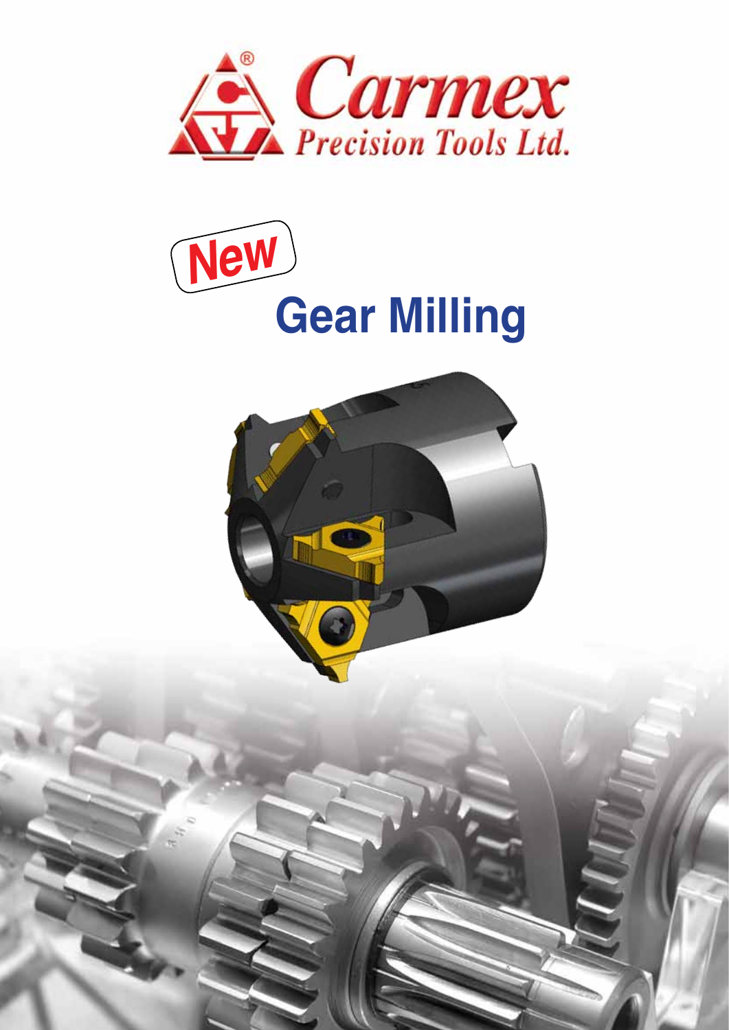Carmex®
Precision Tools Ltd.

New

# Gear Milling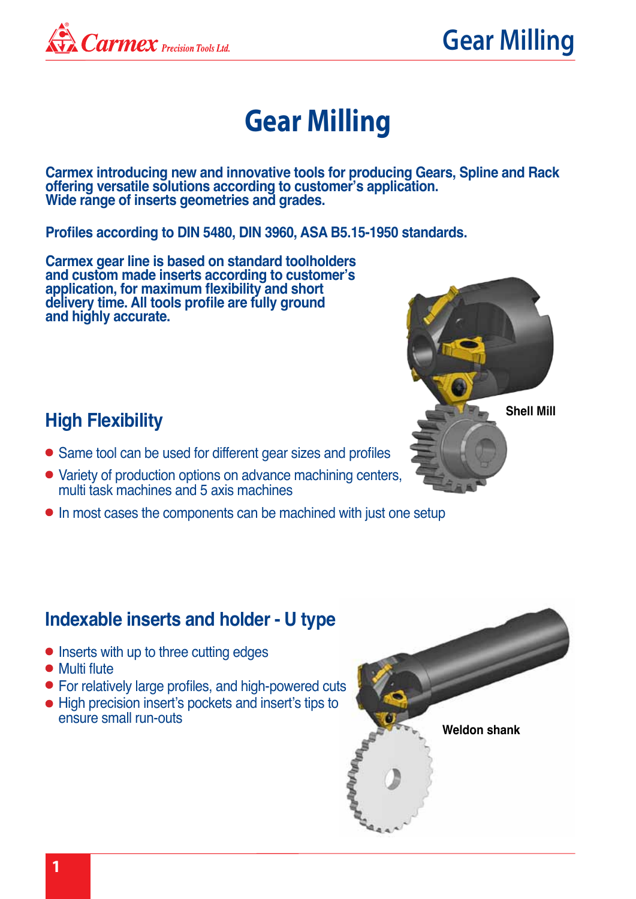# Gear Milling

**Carmex introducing new and innovative tools for producing Gears, Spline and Rack offering versatile solutions according to customer's application.
Wide range of inserts geometries and grades.**

**Profiles according to DIN 5480, DIN 3960, ASA B5.15-1950 standards.**

**Carmex gear line is based on standard toolholders and custom made inserts according to customer's application, for maximum flexibility and short delivery time. All tools profile are fully ground and highly accurate.**

Shell Mill

## High Flexibility

- Same tool can be used for different gear sizes and profiles
- Variety of production options on advance machining centers, multi task machines and 5 axis machines
- In most cases the components can be machined with just one setup

## Indexable inserts and holder - U type

- Inserts with up to three cutting edges
- Multi flute
- For relatively large profiles, and high-powered cuts
- High precision insert's pockets and insert's tips to ensure small run-outs

Weldon shank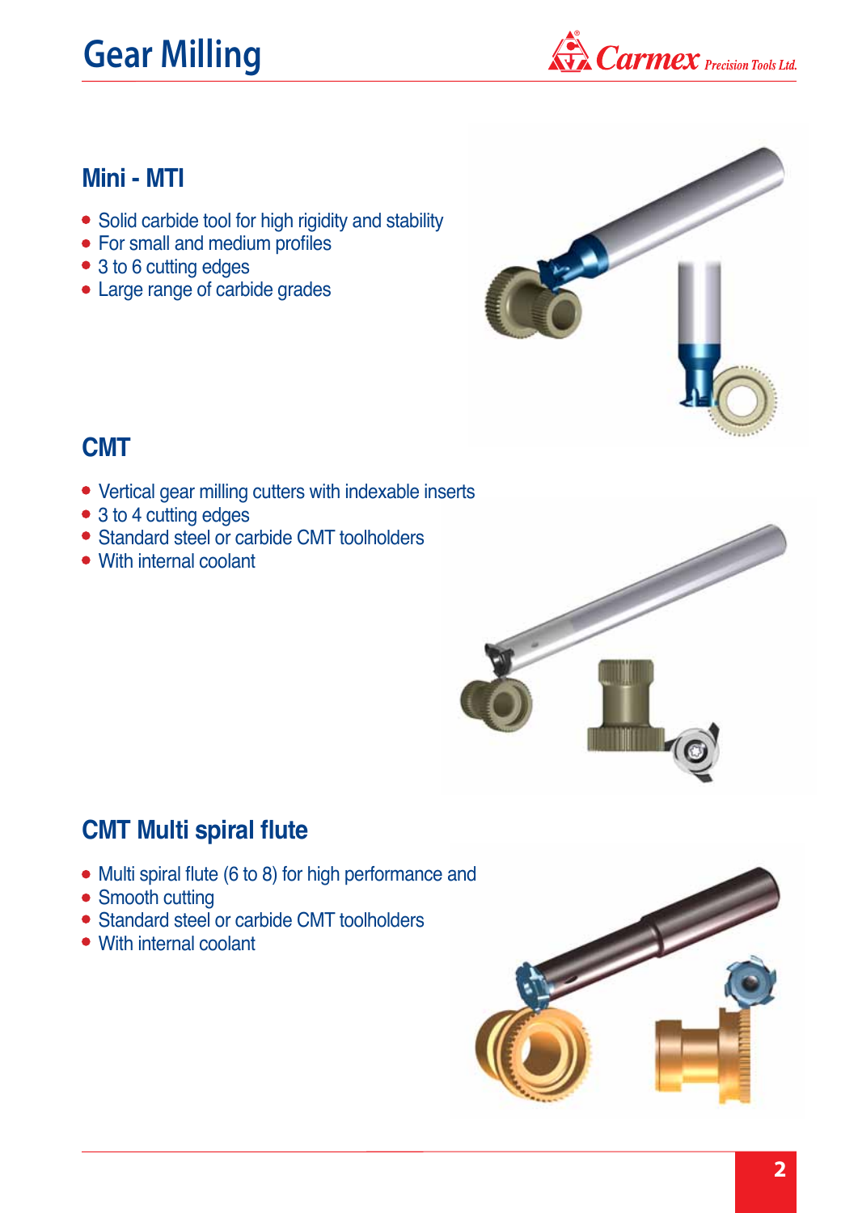# Gear Milling

## Mini - MTI

- Solid carbide tool for high rigidity and stability
- For small and medium profiles
- 3 to 6 cutting edges
- Large range of carbide grades

## CMT

- Vertical gear milling cutters with indexable inserts
- 3 to 4 cutting edges
- Standard steel or carbide CMT toolholders
- With internal coolant

## CMT Multi spiral flute

- Multi spiral flute (6 to 8) for high performance and
- Smooth cutting
- Standard steel or carbide CMT toolholders
- With internal coolant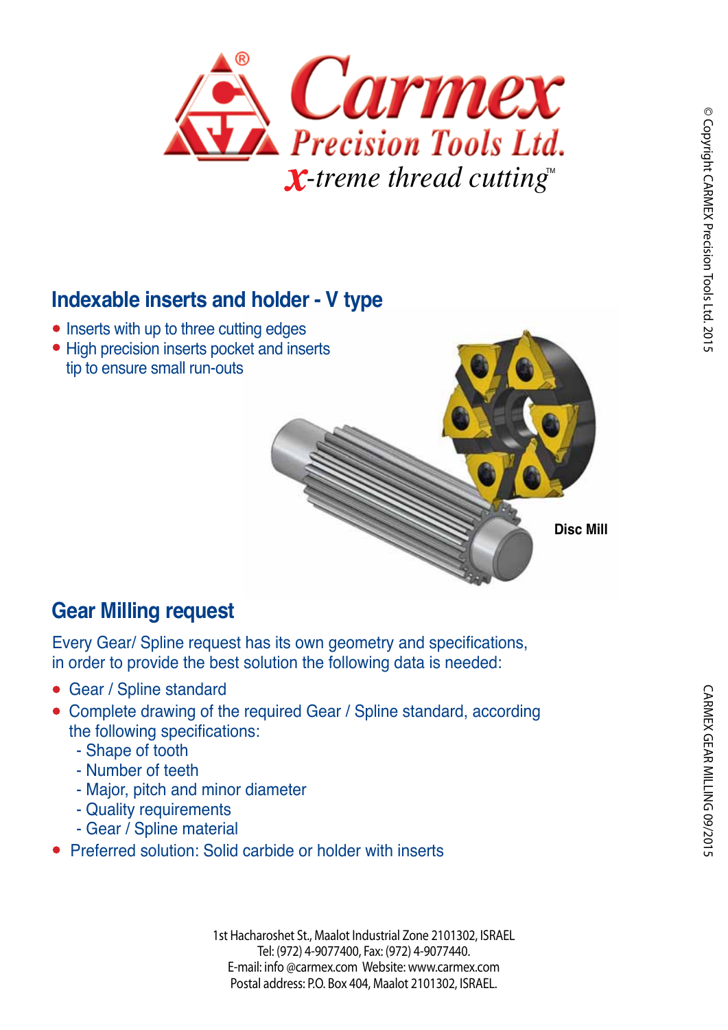# Carmex Precision Tools Ltd.

*x-treme thread cutting™*

## Indexable inserts and holder - V type

- Inserts with up to three cutting edges
- High precision inserts pocket and inserts tip to ensure small run-outs

Disc Mill

## Gear Milling request

Every Gear/ Spline request has its own geometry and specifications, in order to provide the best solution the following data is needed:

- Gear / Spline standard
- Complete drawing of the required Gear / Spline standard, according the following specifications:
  - Shape of tooth
  - Number of teeth
  - Major, pitch and minor diameter
  - Quality requirements
  - Gear / Spline material
- Preferred solution: Solid carbide or holder with inserts

1st Hacharoshet St., Maalot Industrial Zone 2101302, ISRAEL
Tel: (972) 4-9077400, Fax: (972) 4-9077440.
E-mail: info @carmex.com Website: www.carmex.com
Postal address: P.O. Box 404, Maalot 2101302, ISRAEL.

© Copyright CARMEX Precision Tools Ltd. 2015

CARMEX GEAR MILLING 09/2015